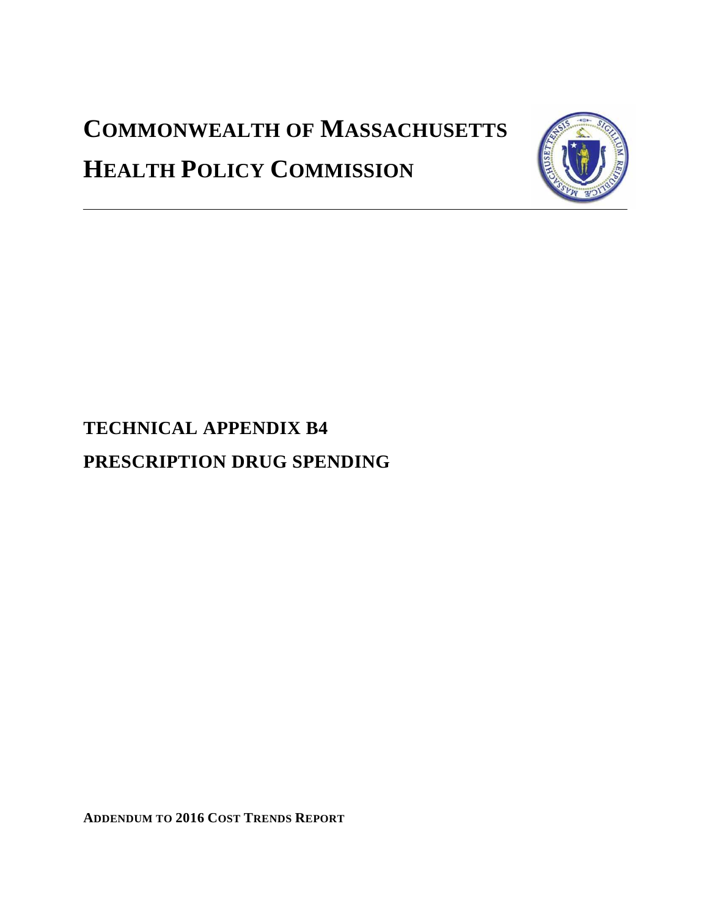# COMMONWEALTH OF MASSACHUSETTS

# HEALTH POLICY COMMISSION

## TECHNICAL APPENDIX B4

## PRESCRIPTION DRUG SPENDING

**ADDENDUM TO 2016 COST TRENDS REPORT**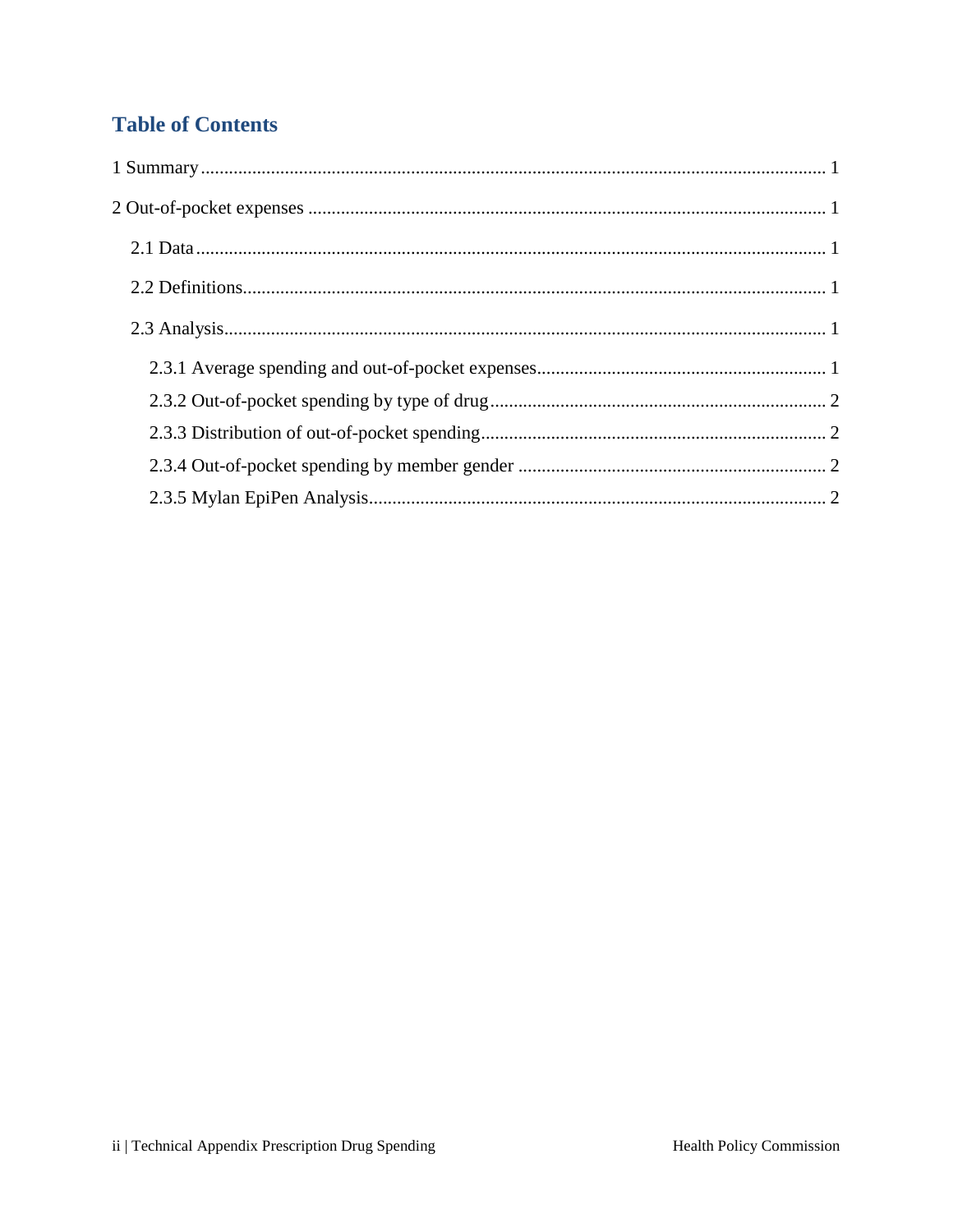## Table of Contents

1 Summary ........................................................................................................................ 1

2 Out-of-pocket expenses ................................................................................................ 1

- 2.1 Data ........................................................................................................................ 1
- 2.2 Definitions ............................................................................................................... 1
- 2.3 Analysis ................................................................................................................... 1
    - 2.3.1 Average spending and out-of-pocket expenses ................................................ 1
    - 2.3.2 Out-of-pocket spending by type of drug .......................................................... 2
    - 2.3.3 Distribution of out-of-pocket spending ............................................................ 2
    - 2.3.4 Out-of-pocket spending by member gender .................................................... 2
    - 2.3.5 Mylan EpiPen Analysis .................................................................................... 2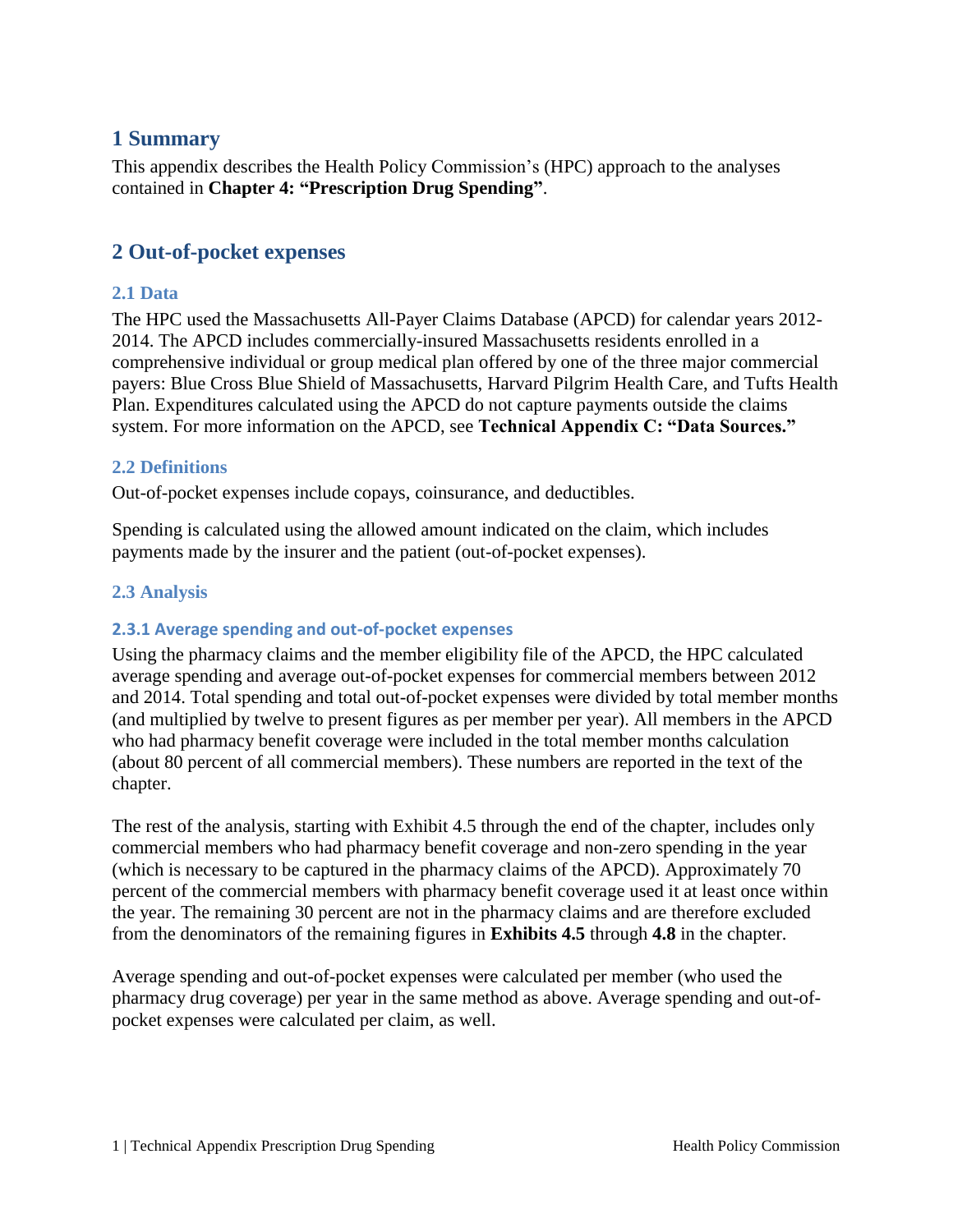# 1 Summary

This appendix describes the Health Policy Commission's (HPC) approach to the analyses contained in **Chapter 4: "Prescription Drug Spending"**.

# 2 Out-of-pocket expenses

## 2.1 Data

The HPC used the Massachusetts All-Payer Claims Database (APCD) for calendar years 2012-2014. The APCD includes commercially-insured Massachusetts residents enrolled in a comprehensive individual or group medical plan offered by one of the three major commercial payers: Blue Cross Blue Shield of Massachusetts, Harvard Pilgrim Health Care, and Tufts Health Plan. Expenditures calculated using the APCD do not capture payments outside the claims system. For more information on the APCD, see **Technical Appendix C: "Data Sources."**

## 2.2 Definitions

Out-of-pocket expenses include copays, coinsurance, and deductibles.

Spending is calculated using the allowed amount indicated on the claim, which includes payments made by the insurer and the patient (out-of-pocket expenses).

## 2.3 Analysis

### 2.3.1 Average spending and out-of-pocket expenses

Using the pharmacy claims and the member eligibility file of the APCD, the HPC calculated average spending and average out-of-pocket expenses for commercial members between 2012 and 2014. Total spending and total out-of-pocket expenses were divided by total member months (and multiplied by twelve to present figures as per member per year). All members in the APCD who had pharmacy benefit coverage were included in the total member months calculation (about 80 percent of all commercial members). These numbers are reported in the text of the chapter.

The rest of the analysis, starting with Exhibit 4.5 through the end of the chapter, includes only commercial members who had pharmacy benefit coverage and non-zero spending in the year (which is necessary to be captured in the pharmacy claims of the APCD). Approximately 70 percent of the commercial members with pharmacy benefit coverage used it at least once within the year. The remaining 30 percent are not in the pharmacy claims and are therefore excluded from the denominators of the remaining figures in **Exhibits 4.5** through **4.8** in the chapter.

Average spending and out-of-pocket expenses were calculated per member (who used the pharmacy drug coverage) per year in the same method as above. Average spending and out-of-pocket expenses were calculated per claim, as well.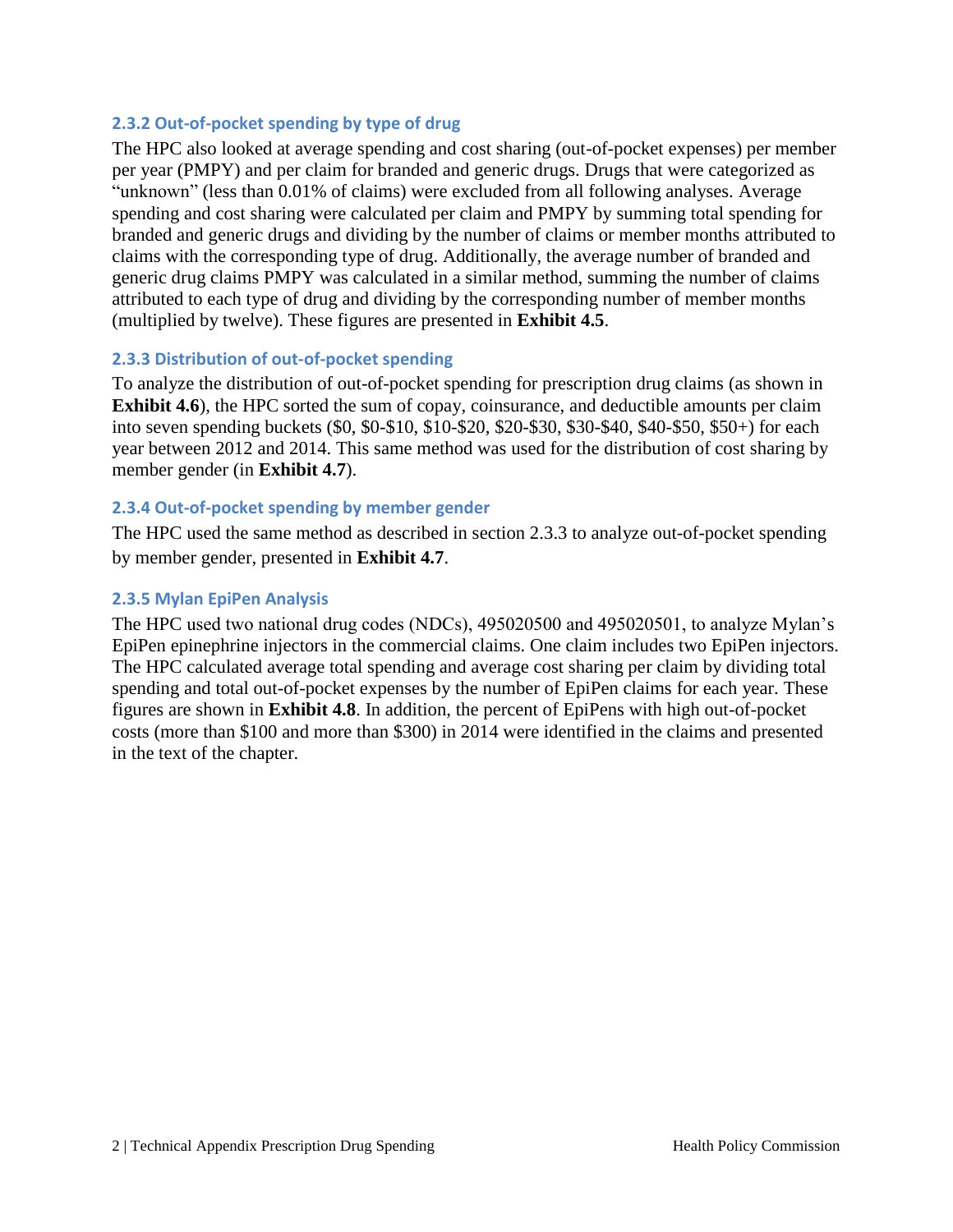### 2.3.2 Out-of-pocket spending by type of drug

The HPC also looked at average spending and cost sharing (out-of-pocket expenses) per member per year (PMPY) and per claim for branded and generic drugs. Drugs that were categorized as "unknown" (less than 0.01% of claims) were excluded from all following analyses. Average spending and cost sharing were calculated per claim and PMPY by summing total spending for branded and generic drugs and dividing by the number of claims or member months attributed to claims with the corresponding type of drug. Additionally, the average number of branded and generic drug claims PMPY was calculated in a similar method, summing the number of claims attributed to each type of drug and dividing by the corresponding number of member months (multiplied by twelve). These figures are presented in **Exhibit 4.5**.

### 2.3.3 Distribution of out-of-pocket spending

To analyze the distribution of out-of-pocket spending for prescription drug claims (as shown in **Exhibit 4.6**), the HPC sorted the sum of copay, coinsurance, and deductible amounts per claim into seven spending buckets ($0, $0-$10, $10-$20, $20-$30, $30-$40, $40-$50, $50+) for each year between 2012 and 2014. This same method was used for the distribution of cost sharing by member gender (in **Exhibit 4.7**).

### 2.3.4 Out-of-pocket spending by member gender

The HPC used the same method as described in section 2.3.3 to analyze out-of-pocket spending by member gender, presented in **Exhibit 4.7**.

### 2.3.5 Mylan EpiPen Analysis

The HPC used two national drug codes (NDCs), 495020500 and 495020501, to analyze Mylan's EpiPen epinephrine injectors in the commercial claims. One claim includes two EpiPen injectors. The HPC calculated average total spending and average cost sharing per claim by dividing total spending and total out-of-pocket expenses by the number of EpiPen claims for each year. These figures are shown in **Exhibit 4.8**. In addition, the percent of EpiPens with high out-of-pocket costs (more than $100 and more than $300) in 2014 were identified in the claims and presented in the text of the chapter.